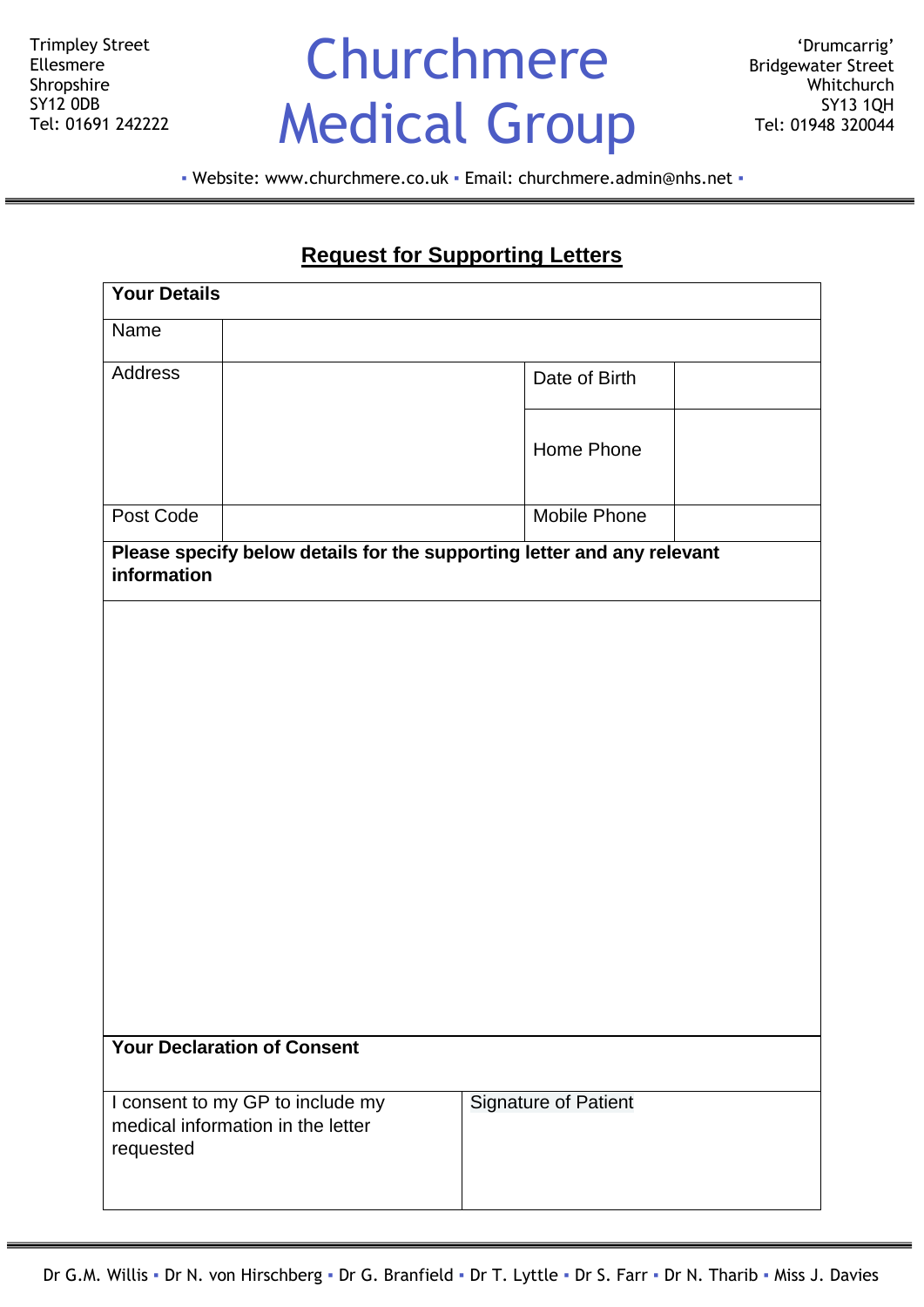Trimpley Street
Ellesmere
Shropshire
SY12 0DB
Tel: 01691 242222

# Churchmere Medical Group

'Drumcarrig'
Bridgewater Street
Whitchurch
SY13 1QH
Tel: 01948 320044

▪ Website: www.churchmere.co.uk ▪ Email: churchmere.admin@nhs.net ▪

## Request for Supporting Letters

| **Your Details** | | | |
|---|---|---|---|
| Name | | | |
| Address | | Date of Birth | |
| | | Home Phone | |
| Post Code | | Mobile Phone | |
| **Please specify below details for the supporting letter and any relevant information** | | | |
| | | | |
| **Your Declaration of Consent** | | | |
| I consent to my GP to include my medical information in the letter requested | | Signature of Patient | |

Dr G.M. Willis ▪ Dr N. von Hirschberg ▪ Dr G. Branfield ▪ Dr T. Lyttle ▪ Dr S. Farr ▪ Dr N. Tharib ▪ Miss J. Davies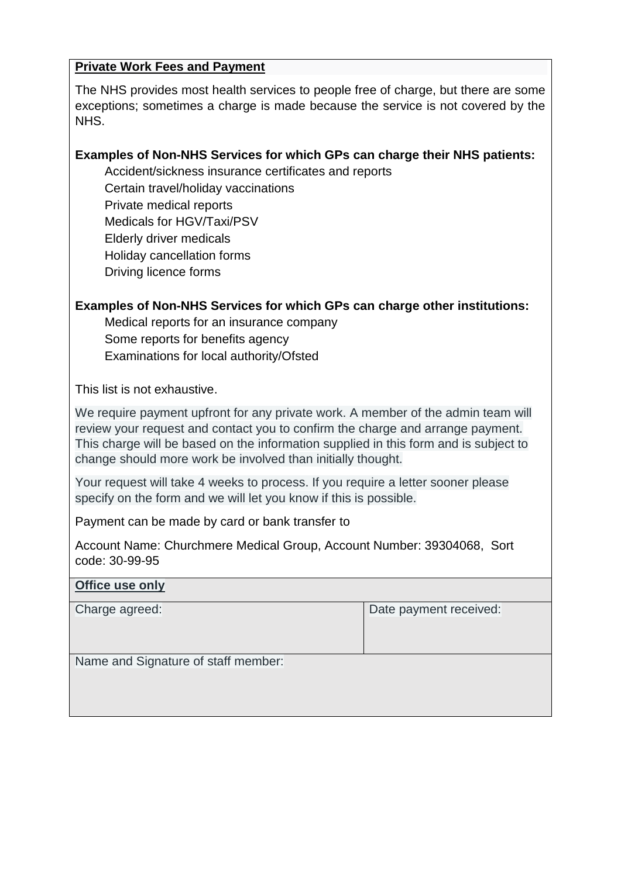**Private Work Fees and Payment**

The NHS provides most health services to people free of charge, but there are some exceptions; sometimes a charge is made because the service is not covered by the NHS.

**Examples of Non-NHS Services for which GPs can charge their NHS patients:**

- Accident/sickness insurance certificates and reports
- Certain travel/holiday vaccinations
- Private medical reports
- Medicals for HGV/Taxi/PSV
- Elderly driver medicals
- Holiday cancellation forms
- Driving licence forms

**Examples of Non-NHS Services for which GPs can charge other institutions:**

- Medical reports for an insurance company
- Some reports for benefits agency
- Examinations for local authority/Ofsted

This list is not exhaustive.

We require payment upfront for any private work. A member of the admin team will review your request and contact you to confirm the charge and arrange payment. This charge will be based on the information supplied in this form and is subject to change should more work be involved than initially thought.

Your request will take 4 weeks to process. If you require a letter sooner please specify on the form and we will let you know if this is possible.

Payment can be made by card or bank transfer to

Account Name: Churchmere Medical Group, Account Number: 39304068, Sort code: 30-99-95

**Office use only**

| | |
|---|---|
| Charge agreed: | Date payment received: |
| Name and Signature of staff member: | |